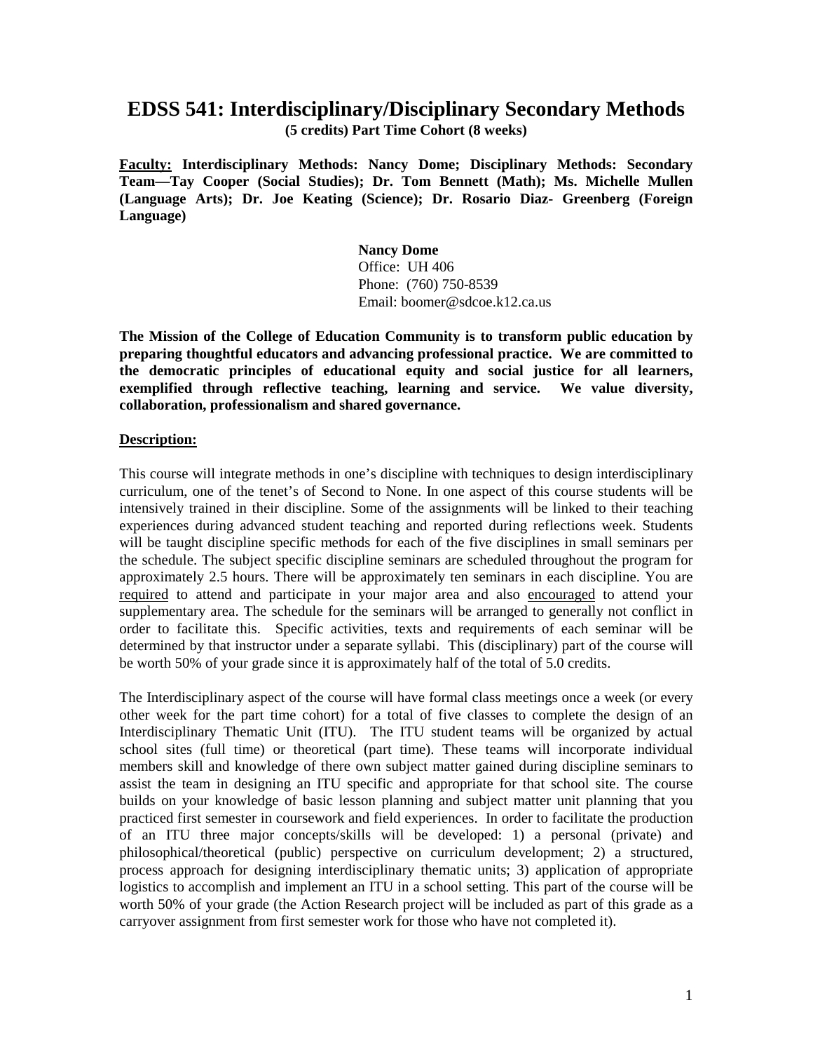# EDSS 541: Interdisciplinary/Disciplinary Secondary Methods

**(5 credits) Part Time Cohort (8 weeks)**

**Faculty: Interdisciplinary Methods: Nancy Dome; Disciplinary Methods: Secondary Team—Tay Cooper (Social Studies); Dr. Tom Bennett (Math); Ms. Michelle Mullen (Language Arts); Dr. Joe Keating (Science); Dr. Rosario Diaz- Greenberg (Foreign Language)**

**Nancy Dome**
Office: UH 406
Phone: (760) 750-8539
Email: boomer@sdcoe.k12.ca.us

**The Mission of the College of Education Community is to transform public education by preparing thoughtful educators and advancing professional practice. We are committed to the democratic principles of educational equity and social justice for all learners, exemplified through reflective teaching, learning and service. We value diversity, collaboration, professionalism and shared governance.**

**Description:**

This course will integrate methods in one's discipline with techniques to design interdisciplinary curriculum, one of the tenet's of Second to None. In one aspect of this course students will be intensively trained in their discipline. Some of the assignments will be linked to their teaching experiences during advanced student teaching and reported during reflections week. Students will be taught discipline specific methods for each of the five disciplines in small seminars per the schedule. The subject specific discipline seminars are scheduled throughout the program for approximately 2.5 hours. There will be approximately ten seminars in each discipline. You are required to attend and participate in your major area and also encouraged to attend your supplementary area. The schedule for the seminars will be arranged to generally not conflict in order to facilitate this. Specific activities, texts and requirements of each seminar will be determined by that instructor under a separate syllabi. This (disciplinary) part of the course will be worth 50% of your grade since it is approximately half of the total of 5.0 credits.

The Interdisciplinary aspect of the course will have formal class meetings once a week (or every other week for the part time cohort) for a total of five classes to complete the design of an Interdisciplinary Thematic Unit (ITU). The ITU student teams will be organized by actual school sites (full time) or theoretical (part time). These teams will incorporate individual members skill and knowledge of there own subject matter gained during discipline seminars to assist the team in designing an ITU specific and appropriate for that school site. The course builds on your knowledge of basic lesson planning and subject matter unit planning that you practiced first semester in coursework and field experiences. In order to facilitate the production of an ITU three major concepts/skills will be developed: 1) a personal (private) and philosophical/theoretical (public) perspective on curriculum development; 2) a structured, process approach for designing interdisciplinary thematic units; 3) application of appropriate logistics to accomplish and implement an ITU in a school setting. This part of the course will be worth 50% of your grade (the Action Research project will be included as part of this grade as a carryover assignment from first semester work for those who have not completed it).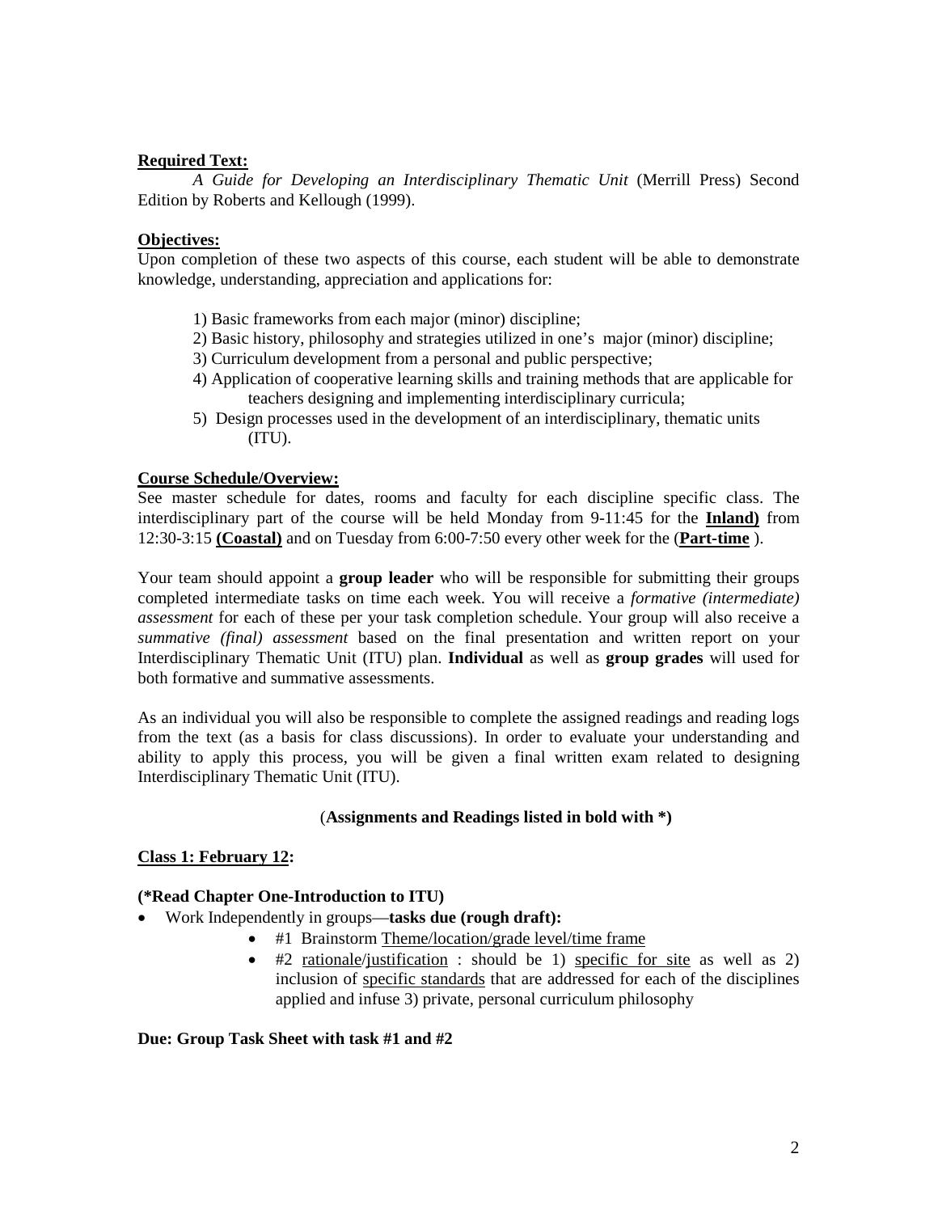**Required Text:**

*A Guide for Developing an Interdisciplinary Thematic Unit* (Merrill Press) Second Edition by Roberts and Kellough (1999).

**Objectives:**

Upon completion of these two aspects of this course, each student will be able to demonstrate knowledge, understanding, appreciation and applications for:

1) Basic frameworks from each major (minor) discipline;
2) Basic history, philosophy and strategies utilized in one's major (minor) discipline;
3) Curriculum development from a personal and public perspective;
4) Application of cooperative learning skills and training methods that are applicable for teachers designing and implementing interdisciplinary curricula;
5) Design processes used in the development of an interdisciplinary, thematic units (ITU).

**Course Schedule/Overview:**

See master schedule for dates, rooms and faculty for each discipline specific class. The interdisciplinary part of the course will be held Monday from 9-11:45 for the **Inland)** from 12:30-3:15 **(Coastal)** and on Tuesday from 6:00-7:50 every other week for the (**Part-time** ).

Your team should appoint a **group leader** who will be responsible for submitting their groups completed intermediate tasks on time each week. You will receive a *formative (intermediate) assessment* for each of these per your task completion schedule. Your group will also receive a *summative (final) assessment* based on the final presentation and written report on your Interdisciplinary Thematic Unit (ITU) plan. **Individual** as well as **group grades** will used for both formative and summative assessments.

As an individual you will also be responsible to complete the assigned readings and reading logs from the text (as a basis for class discussions). In order to evaluate your understanding and ability to apply this process, you will be given a final written exam related to designing Interdisciplinary Thematic Unit (ITU).

(**Assignments and Readings listed in bold with \***)

**Class 1: February 12:**

**(*Read Chapter One-Introduction to ITU)**

- Work Independently in groups—**tasks due (rough draft):**
  - #1 Brainstorm Theme/location/grade level/time frame
  - #2 rationale/justification : should be 1) specific for site as well as 2) inclusion of specific standards that are addressed for each of the disciplines applied and infuse 3) private, personal curriculum philosophy

**Due: Group Task Sheet with task #1 and #2**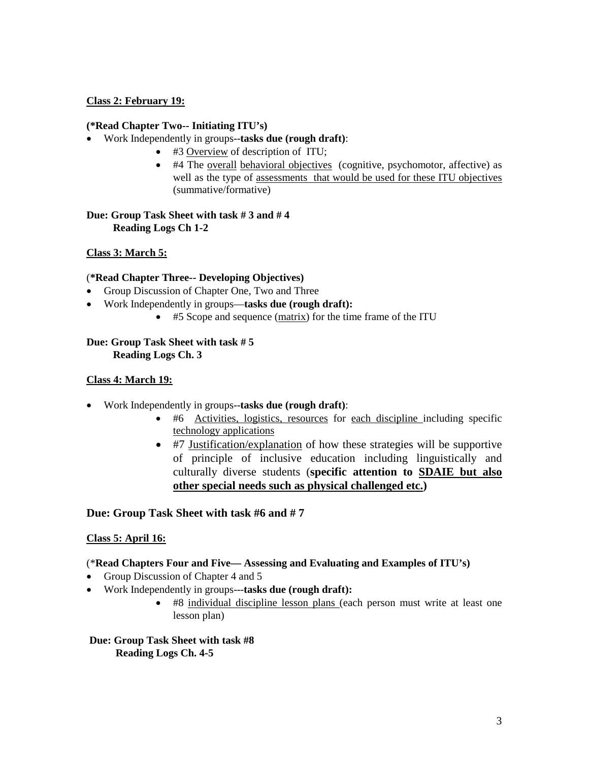**Class 2: February 19:**

**(*Read Chapter Two-- Initiating ITU's)**

- Work Independently in groups--**tasks due (rough draft)**:
  - #3 Overview of description of ITU;
  - #4 The overall behavioral objectives (cognitive, psychomotor, affective) as well as the type of assessments that would be used for these ITU objectives (summative/formative)

**Due: Group Task Sheet with task # 3 and # 4**
**Reading Logs Ch 1-2**

**Class 3: March 5:**

(***Read Chapter Three-- Developing Objectives)**

- Group Discussion of Chapter One, Two and Three
- Work Independently in groups—**tasks due (rough draft):**
  - #5 Scope and sequence (matrix) for the time frame of the ITU

**Due: Group Task Sheet with task # 5**
**Reading Logs Ch. 3**

**Class 4: March 19:**

- Work Independently in groups--**tasks due (rough draft)**:
  - #6 Activities, logistics, resources for each discipline including specific technology applications
  - #7 Justification/explanation of how these strategies will be supportive of principle of inclusive education including linguistically and culturally diverse students (**specific attention to SDAIE but also other special needs such as physical challenged etc.)**

**Due: Group Task Sheet with task #6 and # 7**

**Class 5: April 16:**

(***Read Chapters Four and Five— Assessing and Evaluating and Examples of ITU's)**

- Group Discussion of Chapter 4 and 5
- Work Independently in groups---**tasks due (rough draft):**
  - #8 individual discipline lesson plans (each person must write at least one lesson plan)

**Due: Group Task Sheet with task #8**
**Reading Logs Ch. 4-5**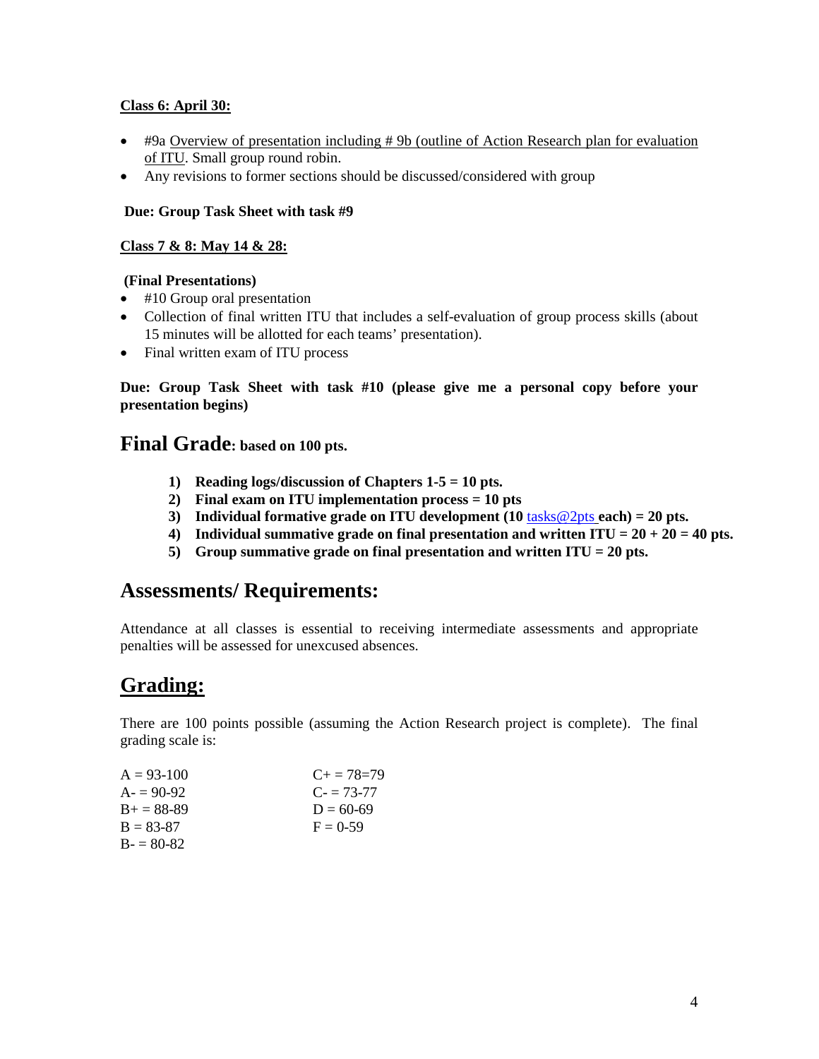**Class 6: April 30:**

- #9a Overview of presentation including # 9b (outline of Action Research plan for evaluation of ITU. Small group round robin.
- Any revisions to former sections should be discussed/considered with group

**Due: Group Task Sheet with task #9**

**Class 7 & 8: May 14 & 28:**

**(Final Presentations)**

- #10 Group oral presentation
- Collection of final written ITU that includes a self-evaluation of group process skills (about 15 minutes will be allotted for each teams' presentation).
- Final written exam of ITU process

**Due: Group Task Sheet with task #10 (please give me a personal copy before your presentation begins)**

## Final Grade: based on 100 pts.

1) **Reading logs/discussion of Chapters 1-5 = 10 pts.**
2) **Final exam on ITU implementation process = 10 pts**
3) **Individual formative grade on ITU development (10 tasks@2pts each) = 20 pts.**
4) **Individual summative grade on final presentation and written ITU = 20 + 20 = 40 pts.**
5) **Group summative grade on final presentation and written ITU = 20 pts.**

## Assessments/ Requirements:

Attendance at all classes is essential to receiving intermediate assessments and appropriate penalties will be assessed for unexcused absences.

## Grading:

There are 100 points possible (assuming the Action Research project is complete). The final grading scale is:

| | |
|---|---|
| A = 93-100 | C+ = 78=79 |
| A- = 90-92 | C- = 73-77 |
| B+ = 88-89 | D = 60-69 |
| B = 83-87 | F = 0-59 |
| B- = 80-82 | |